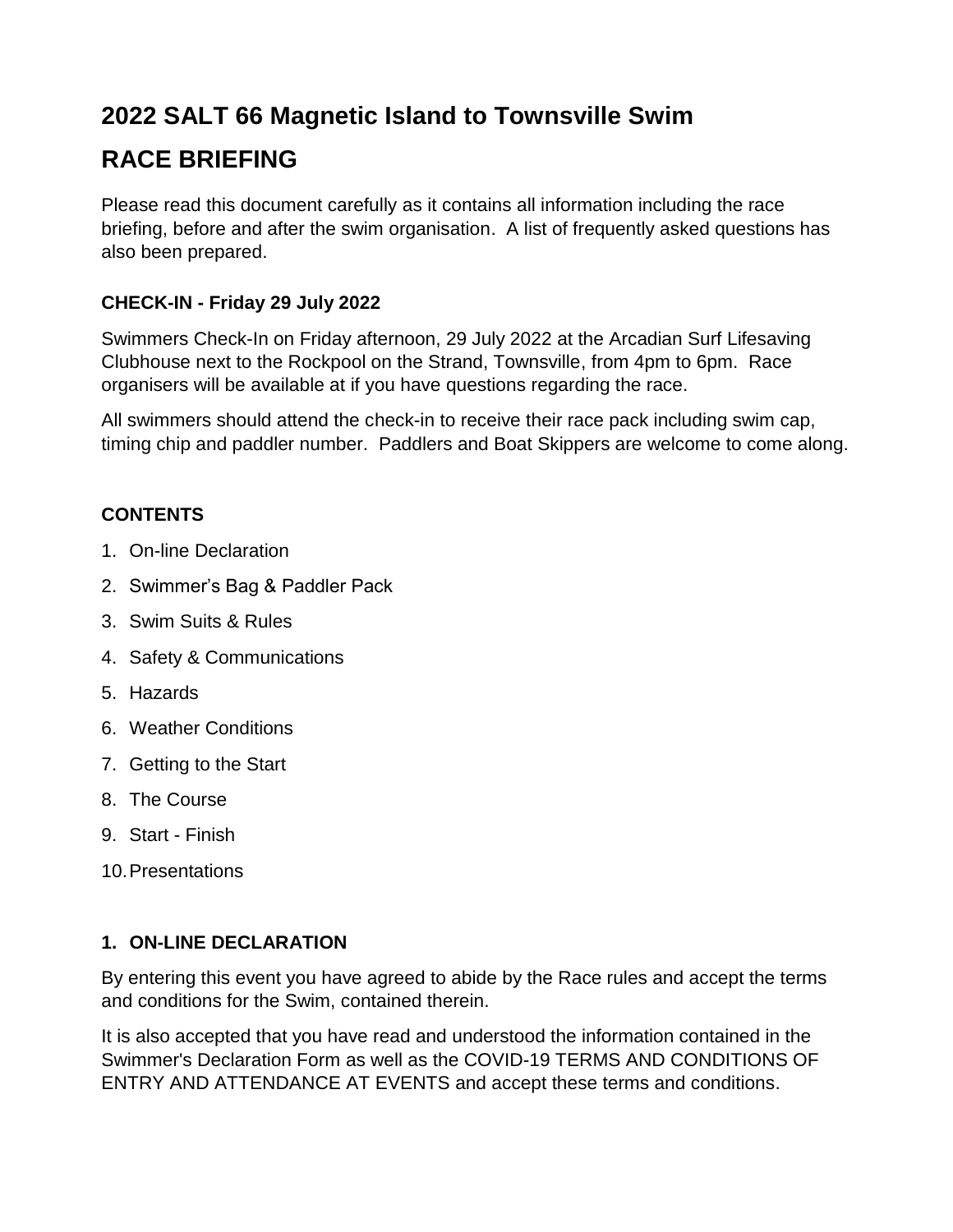# 2022 SALT 66 Magnetic Island to Townsville Swim

# RACE BRIEFING

Please read this document carefully as it contains all information including the race briefing, before and after the swim organisation. A list of frequently asked questions has also been prepared.

### CHECK-IN - Friday 29 July 2022

Swimmers Check-In on Friday afternoon, 29 July 2022 at the Arcadian Surf Lifesaving Clubhouse next to the Rockpool on the Strand, Townsville, from 4pm to 6pm. Race organisers will be available at if you have questions regarding the race.

All swimmers should attend the check-in to receive their race pack including swim cap, timing chip and paddler number. Paddlers and Boat Skippers are welcome to come along.

### CONTENTS

1. On-line Declaration
2. Swimmer's Bag & Paddler Pack
3. Swim Suits & Rules
4. Safety & Communications
5. Hazards
6. Weather Conditions
7. Getting to the Start
8. The Course
9. Start - Finish
10. Presentations

### 1. ON-LINE DECLARATION

By entering this event you have agreed to abide by the Race rules and accept the terms and conditions for the Swim, contained therein.

It is also accepted that you have read and understood the information contained in the Swimmer's Declaration Form as well as the COVID-19 TERMS AND CONDITIONS OF ENTRY AND ATTENDANCE AT EVENTS and accept these terms and conditions.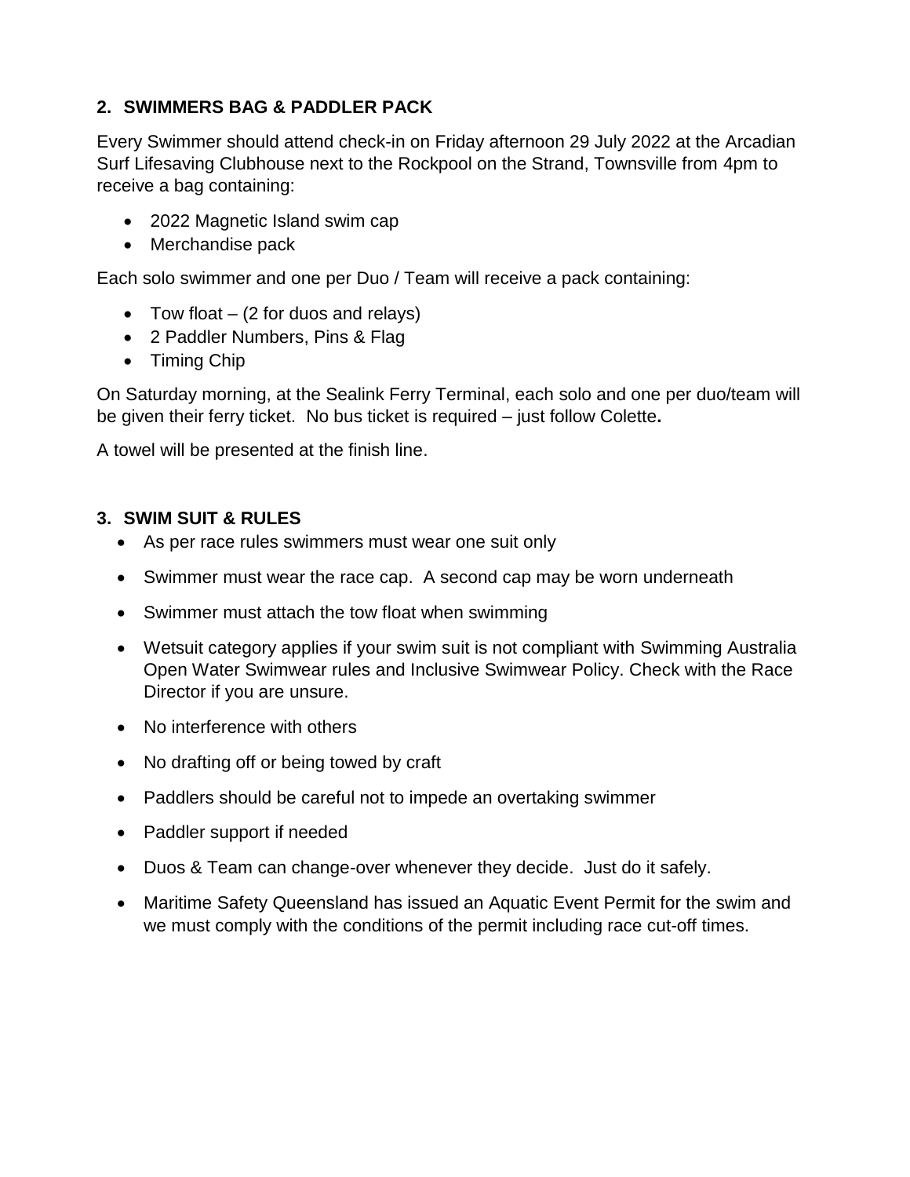## 2. SWIMMERS BAG & PADDLER PACK

Every Swimmer should attend check-in on Friday afternoon 29 July 2022 at the Arcadian Surf Lifesaving Clubhouse next to the Rockpool on the Strand, Townsville from 4pm to receive a bag containing:

- 2022 Magnetic Island swim cap
- Merchandise pack

Each solo swimmer and one per Duo / Team will receive a pack containing:

- Tow float – (2 for duos and relays)
- 2 Paddler Numbers, Pins & Flag
- Timing Chip

On Saturday morning, at the Sealink Ferry Terminal, each solo and one per duo/team will be given their ferry ticket. No bus ticket is required – just follow Colette**.**

A towel will be presented at the finish line.

## 3. SWIM SUIT & RULES

- As per race rules swimmers must wear one suit only
- Swimmer must wear the race cap. A second cap may be worn underneath
- Swimmer must attach the tow float when swimming
- Wetsuit category applies if your swim suit is not compliant with Swimming Australia Open Water Swimwear rules and Inclusive Swimwear Policy. Check with the Race Director if you are unsure.
- No interference with others
- No drafting off or being towed by craft
- Paddlers should be careful not to impede an overtaking swimmer
- Paddler support if needed
- Duos & Team can change-over whenever they decide. Just do it safely.
- Maritime Safety Queensland has issued an Aquatic Event Permit for the swim and we must comply with the conditions of the permit including race cut-off times.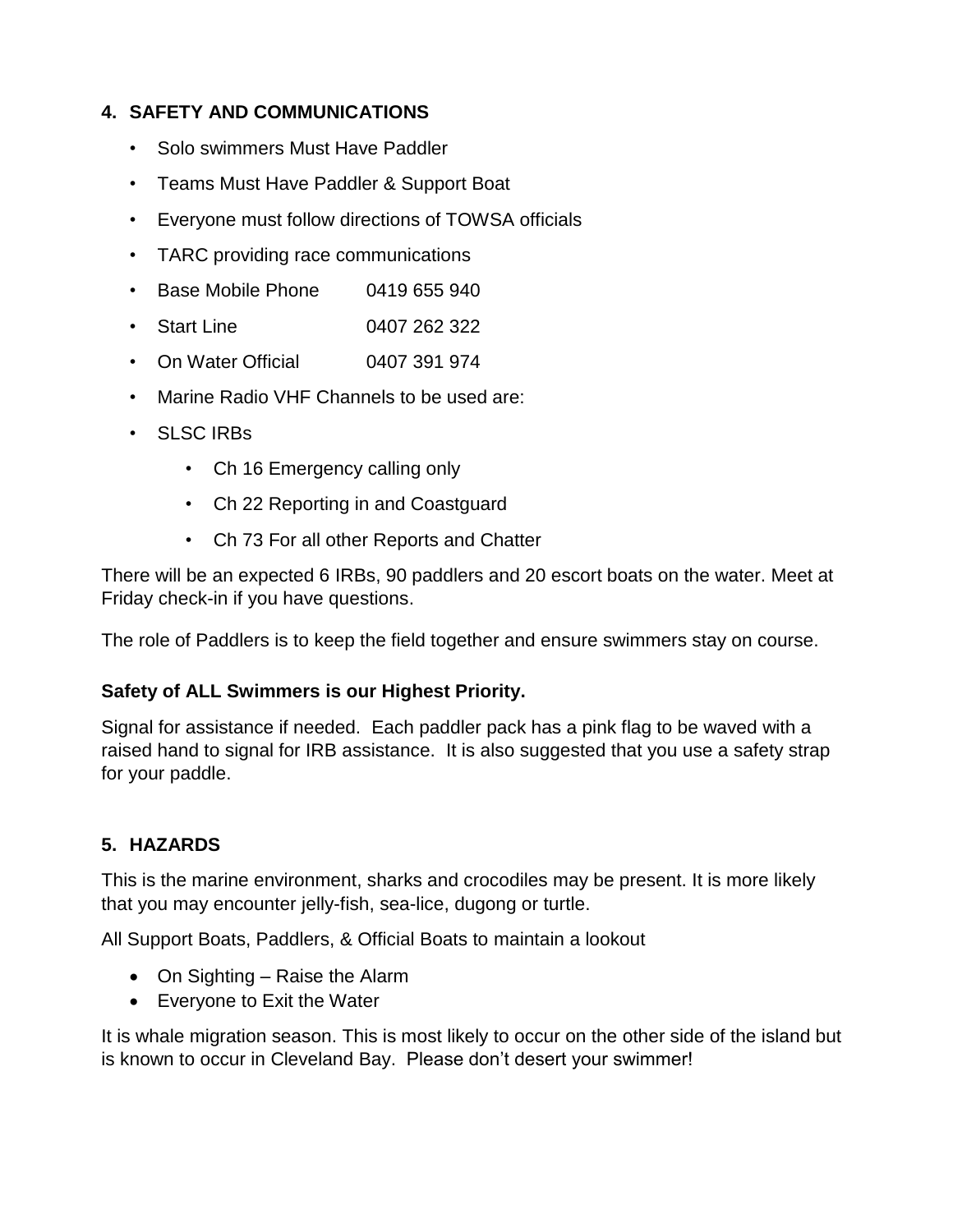## 4. SAFETY AND COMMUNICATIONS

- Solo swimmers Must Have Paddler
- Teams Must Have Paddler & Support Boat
- Everyone must follow directions of TOWSA officials
- TARC providing race communications
- Base Mobile Phone 0419 655 940
- Start Line 0407 262 322
- On Water Official 0407 391 974
- Marine Radio VHF Channels to be used are:
- SLSC IRBs
  - Ch 16 Emergency calling only
  - Ch 22 Reporting in and Coastguard
  - Ch 73 For all other Reports and Chatter

There will be an expected 6 IRBs, 90 paddlers and 20 escort boats on the water. Meet at Friday check-in if you have questions.

The role of Paddlers is to keep the field together and ensure swimmers stay on course.

**Safety of ALL Swimmers is our Highest Priority.**

Signal for assistance if needed. Each paddler pack has a pink flag to be waved with a raised hand to signal for IRB assistance. It is also suggested that you use a safety strap for your paddle.

## 5. HAZARDS

This is the marine environment, sharks and crocodiles may be present. It is more likely that you may encounter jelly-fish, sea-lice, dugong or turtle.

All Support Boats, Paddlers, & Official Boats to maintain a lookout

- On Sighting – Raise the Alarm
- Everyone to Exit the Water

It is whale migration season. This is most likely to occur on the other side of the island but is known to occur in Cleveland Bay. Please don't desert your swimmer!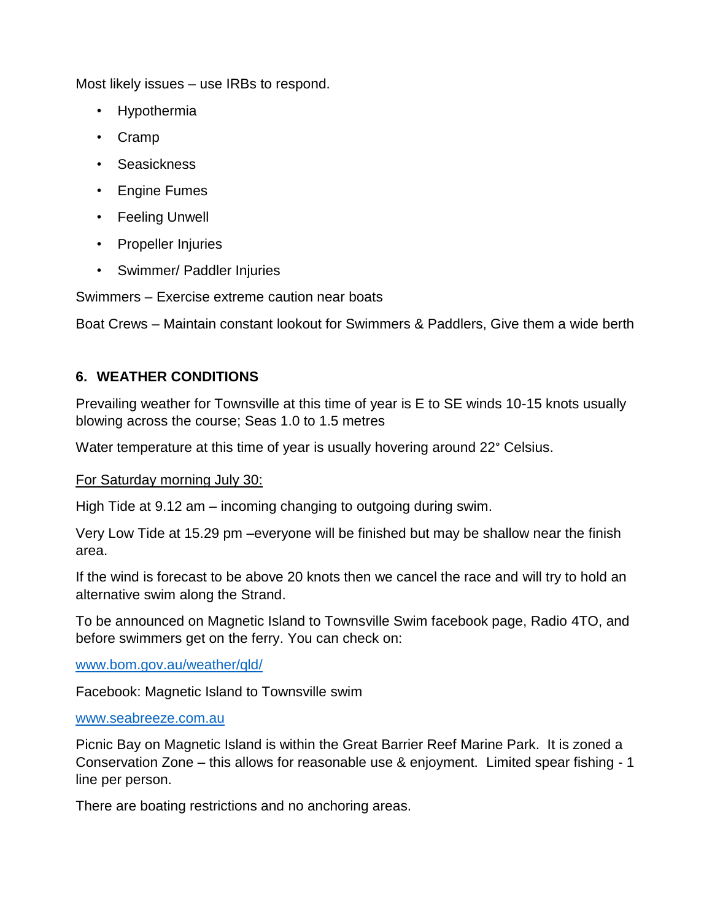Most likely issues – use IRBs to respond.

- Hypothermia
- Cramp
- Seasickness
- Engine Fumes
- Feeling Unwell
- Propeller Injuries
- Swimmer/ Paddler Injuries

Swimmers – Exercise extreme caution near boats

Boat Crews – Maintain constant lookout for Swimmers & Paddlers, Give them a wide berth

## 6. WEATHER CONDITIONS

Prevailing weather for Townsville at this time of year is E to SE winds 10-15 knots usually blowing across the course; Seas 1.0 to 1.5 metres

Water temperature at this time of year is usually hovering around 22° Celsius.

<u>For Saturday morning July 30:</u>

High Tide at 9.12 am – incoming changing to outgoing during swim.

Very Low Tide at 15.29 pm –everyone will be finished but may be shallow near the finish area.

If the wind is forecast to be above 20 knots then we cancel the race and will try to hold an alternative swim along the Strand.

To be announced on Magnetic Island to Townsville Swim facebook page, Radio 4TO, and before swimmers get on the ferry. You can check on:

[www.bom.gov.au/weather/qld/](http://www.bom.gov.au/weather/qld/)

Facebook: Magnetic Island to Townsville swim

[www.seabreeze.com.au](http://www.seabreeze.com.au)

Picnic Bay on Magnetic Island is within the Great Barrier Reef Marine Park. It is zoned a Conservation Zone – this allows for reasonable use & enjoyment. Limited spear fishing - 1 line per person.

There are boating restrictions and no anchoring areas.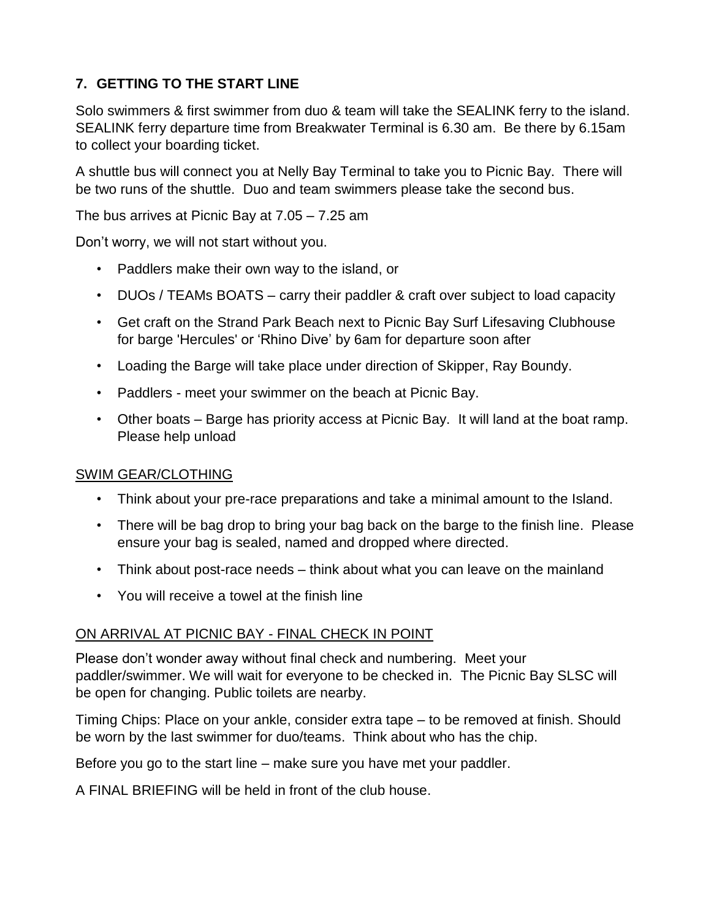## 7. GETTING TO THE START LINE

Solo swimmers & first swimmer from duo & team will take the SEALINK ferry to the island. SEALINK ferry departure time from Breakwater Terminal is 6.30 am. Be there by 6.15am to collect your boarding ticket.

A shuttle bus will connect you at Nelly Bay Terminal to take you to Picnic Bay. There will be two runs of the shuttle. Duo and team swimmers please take the second bus.

The bus arrives at Picnic Bay at 7.05 – 7.25 am

Don't worry, we will not start without you.

- Paddlers make their own way to the island, or
- DUOs / TEAMs BOATS – carry their paddler & craft over subject to load capacity
- Get craft on the Strand Park Beach next to Picnic Bay Surf Lifesaving Clubhouse for barge 'Hercules' or 'Rhino Dive' by 6am for departure soon after
- Loading the Barge will take place under direction of Skipper, Ray Boundy.
- Paddlers - meet your swimmer on the beach at Picnic Bay.
- Other boats – Barge has priority access at Picnic Bay. It will land at the boat ramp. Please help unload

### SWIM GEAR/CLOTHING

- Think about your pre-race preparations and take a minimal amount to the Island.
- There will be bag drop to bring your bag back on the barge to the finish line. Please ensure your bag is sealed, named and dropped where directed.
- Think about post-race needs – think about what you can leave on the mainland
- You will receive a towel at the finish line

### ON ARRIVAL AT PICNIC BAY - FINAL CHECK IN POINT

Please don't wonder away without final check and numbering. Meet your paddler/swimmer. We will wait for everyone to be checked in. The Picnic Bay SLSC will be open for changing. Public toilets are nearby.

Timing Chips: Place on your ankle, consider extra tape – to be removed at finish. Should be worn by the last swimmer for duo/teams. Think about who has the chip.

Before you go to the start line – make sure you have met your paddler.

A FINAL BRIEFING will be held in front of the club house.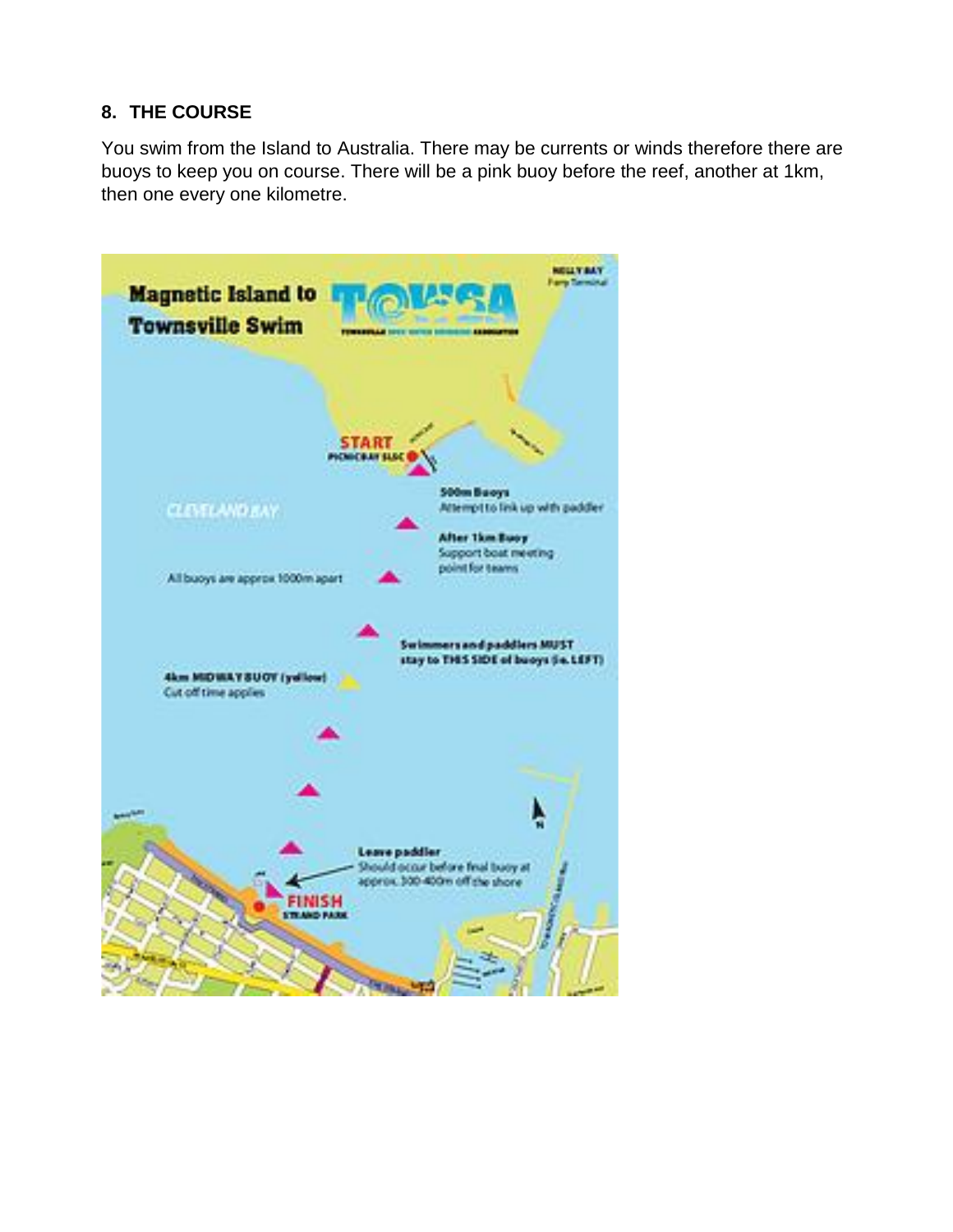## 8. THE COURSE

You swim from the Island to Australia. There may be currents or winds therefore there are buoys to keep you on course. There will be a pink buoy before the reef, another at 1km, then one every one kilometre.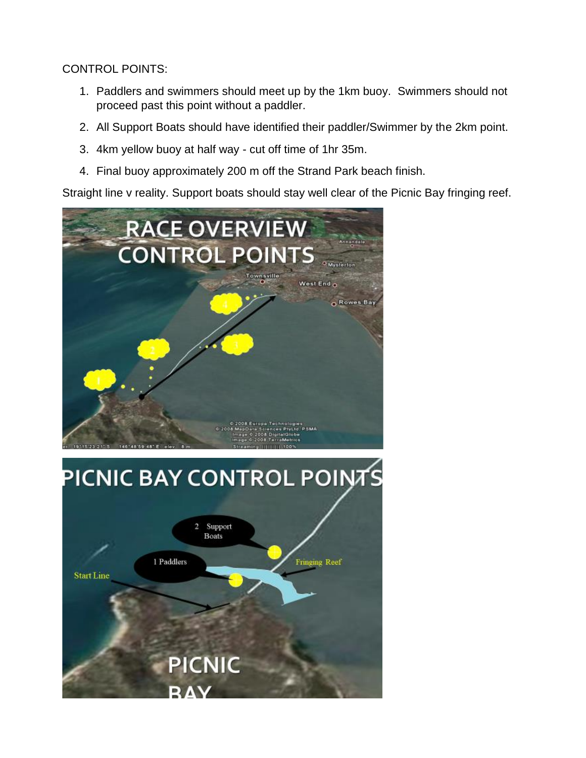CONTROL POINTS:

1. Paddlers and swimmers should meet up by the 1km buoy. Swimmers should not proceed past this point without a paddler.
2. All Support Boats should have identified their paddler/Swimmer by the 2km point.
3. 4km yellow buoy at half way - cut off time of 1hr 35m.
4. Final buoy approximately 200 m off the Strand Park beach finish.

Straight line v reality. Support boats should stay well clear of the Picnic Bay fringing reef.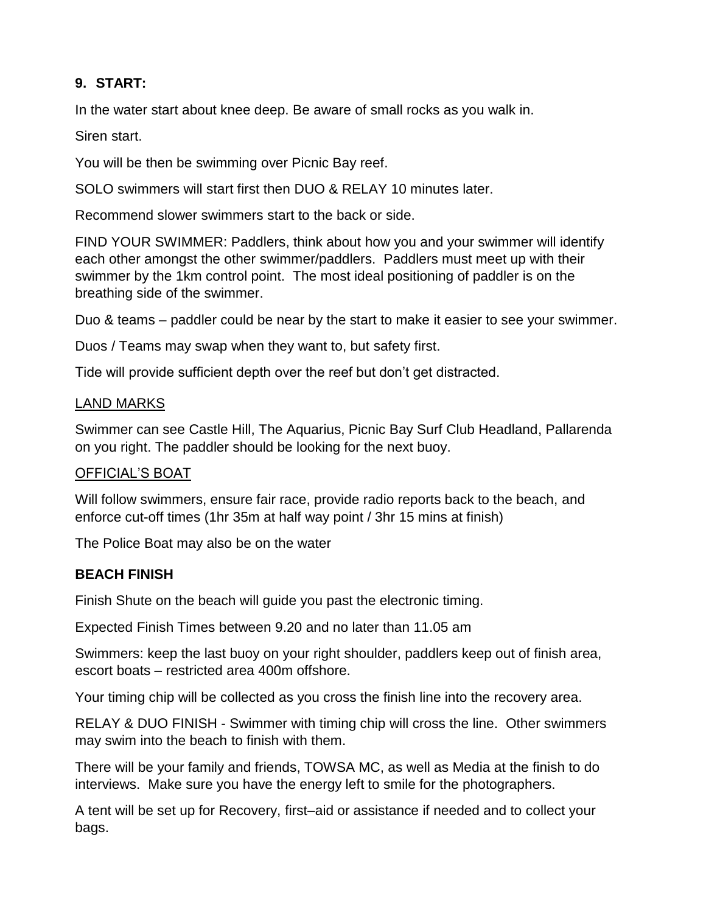## 9. START:

In the water start about knee deep. Be aware of small rocks as you walk in.

Siren start.

You will be then be swimming over Picnic Bay reef.

SOLO swimmers will start first then DUO & RELAY 10 minutes later.

Recommend slower swimmers start to the back or side.

FIND YOUR SWIMMER: Paddlers, think about how you and your swimmer will identify each other amongst the other swimmer/paddlers. Paddlers must meet up with their swimmer by the 1km control point. The most ideal positioning of paddler is on the breathing side of the swimmer.

Duo & teams – paddler could be near by the start to make it easier to see your swimmer.

Duos / Teams may swap when they want to, but safety first.

Tide will provide sufficient depth over the reef but don't get distracted.

<u>LAND MARKS</u>

Swimmer can see Castle Hill, The Aquarius, Picnic Bay Surf Club Headland, Pallarenda on you right. The paddler should be looking for the next buoy.

<u>OFFICIAL'S BOAT</u>

Will follow swimmers, ensure fair race, provide radio reports back to the beach, and enforce cut-off times (1hr 35m at half way point / 3hr 15 mins at finish)

The Police Boat may also be on the water

**BEACH FINISH**

Finish Shute on the beach will guide you past the electronic timing.

Expected Finish Times between 9.20 and no later than 11.05 am

Swimmers: keep the last buoy on your right shoulder, paddlers keep out of finish area, escort boats – restricted area 400m offshore.

Your timing chip will be collected as you cross the finish line into the recovery area.

RELAY & DUO FINISH - Swimmer with timing chip will cross the line. Other swimmers may swim into the beach to finish with them.

There will be your family and friends, TOWSA MC, as well as Media at the finish to do interviews. Make sure you have the energy left to smile for the photographers.

A tent will be set up for Recovery, first–aid or assistance if needed and to collect your bags.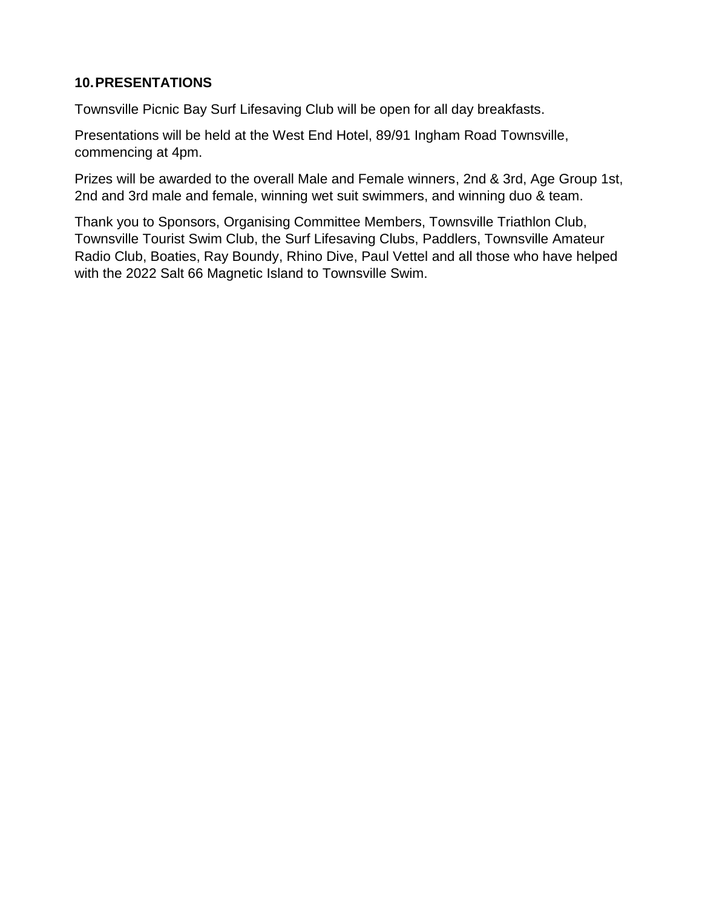## 10. PRESENTATIONS

Townsville Picnic Bay Surf Lifesaving Club will be open for all day breakfasts.

Presentations will be held at the West End Hotel, 89/91 Ingham Road Townsville, commencing at 4pm.

Prizes will be awarded to the overall Male and Female winners, 2nd & 3rd, Age Group 1st, 2nd and 3rd male and female, winning wet suit swimmers, and winning duo & team.

Thank you to Sponsors, Organising Committee Members, Townsville Triathlon Club, Townsville Tourist Swim Club, the Surf Lifesaving Clubs, Paddlers, Townsville Amateur Radio Club, Boaties, Ray Boundy, Rhino Dive, Paul Vettel and all those who have helped with the 2022 Salt 66 Magnetic Island to Townsville Swim.